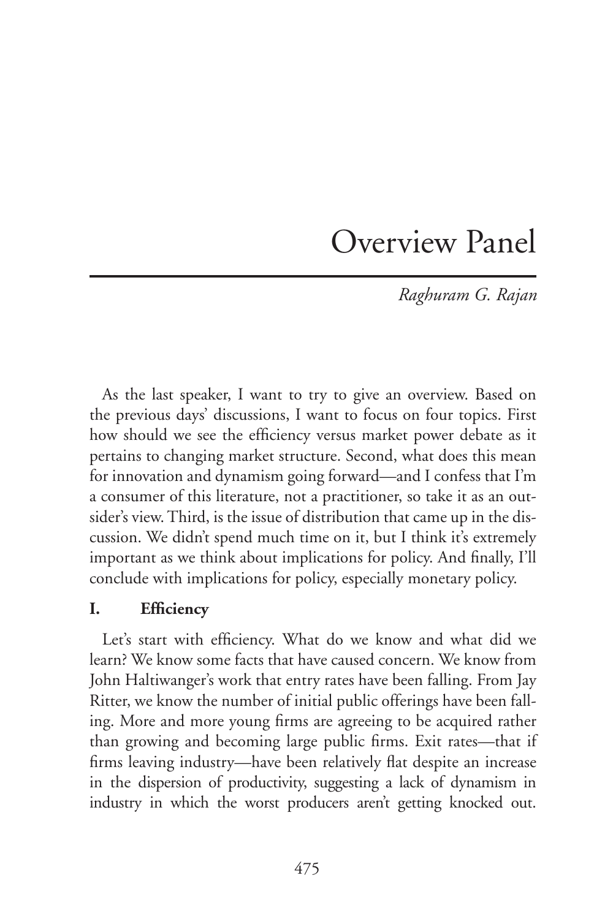# Overview Panel

*Raghuram G. Rajan*

As the last speaker, I want to try to give an overview. Based on the previous days' discussions, I want to focus on four topics. First how should we see the efficiency versus market power debate as it pertains to changing market structure. Second, what does this mean for innovation and dynamism going forward—and I confess that I'm a consumer of this literature, not a practitioner, so take it as an outsider's view. Third, is the issue of distribution that came up in the discussion. We didn't spend much time on it, but I think it's extremely important as we think about implications for policy. And finally, I'll conclude with implications for policy, especially monetary policy.

## I. Efficiency

Let's start with efficiency. What do we know and what did we learn? We know some facts that have caused concern. We know from John Haltiwanger's work that entry rates have been falling. From Jay Ritter, we know the number of initial public offerings have been falling. More and more young firms are agreeing to be acquired rather than growing and becoming large public firms. Exit rates—that if firms leaving industry—have been relatively flat despite an increase in the dispersion of productivity, suggesting a lack of dynamism in industry in which the worst producers aren't getting knocked out.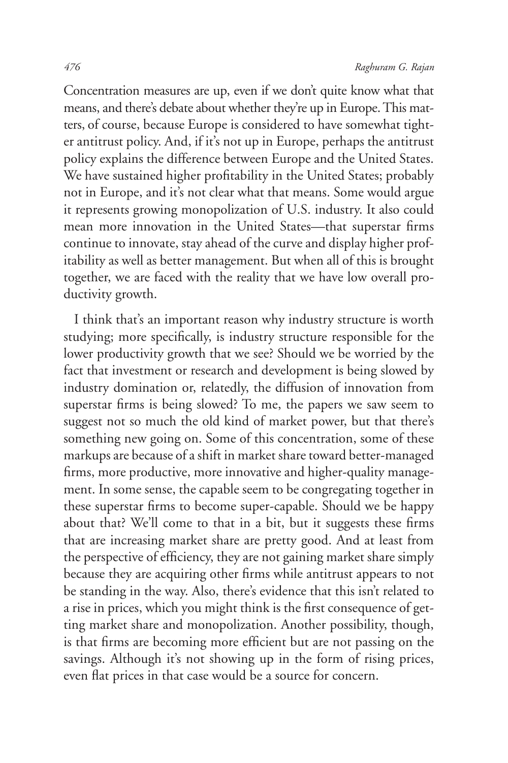Concentration measures are up, even if we don't quite know what that means, and there's debate about whether they're up in Europe. This matters, of course, because Europe is considered to have somewhat tighter antitrust policy. And, if it's not up in Europe, perhaps the antitrust policy explains the difference between Europe and the United States. We have sustained higher profitability in the United States; probably not in Europe, and it's not clear what that means. Some would argue it represents growing monopolization of U.S. industry. It also could mean more innovation in the United States—that superstar firms continue to innovate, stay ahead of the curve and display higher profitability as well as better management. But when all of this is brought together, we are faced with the reality that we have low overall productivity growth.

I think that's an important reason why industry structure is worth studying; more specifically, is industry structure responsible for the lower productivity growth that we see? Should we be worried by the fact that investment or research and development is being slowed by industry domination or, relatedly, the diffusion of innovation from superstar firms is being slowed? To me, the papers we saw seem to suggest not so much the old kind of market power, but that there's something new going on. Some of this concentration, some of these markups are because of a shift in market share toward better-managed firms, more productive, more innovative and higher-quality management. In some sense, the capable seem to be congregating together in these superstar firms to become super-capable. Should we be happy about that? We'll come to that in a bit, but it suggests these firms that are increasing market share are pretty good. And at least from the perspective of efficiency, they are not gaining market share simply because they are acquiring other firms while antitrust appears to not be standing in the way. Also, there's evidence that this isn't related to a rise in prices, which you might think is the first consequence of getting market share and monopolization. Another possibility, though, is that firms are becoming more efficient but are not passing on the savings. Although it's not showing up in the form of rising prices, even flat prices in that case would be a source for concern.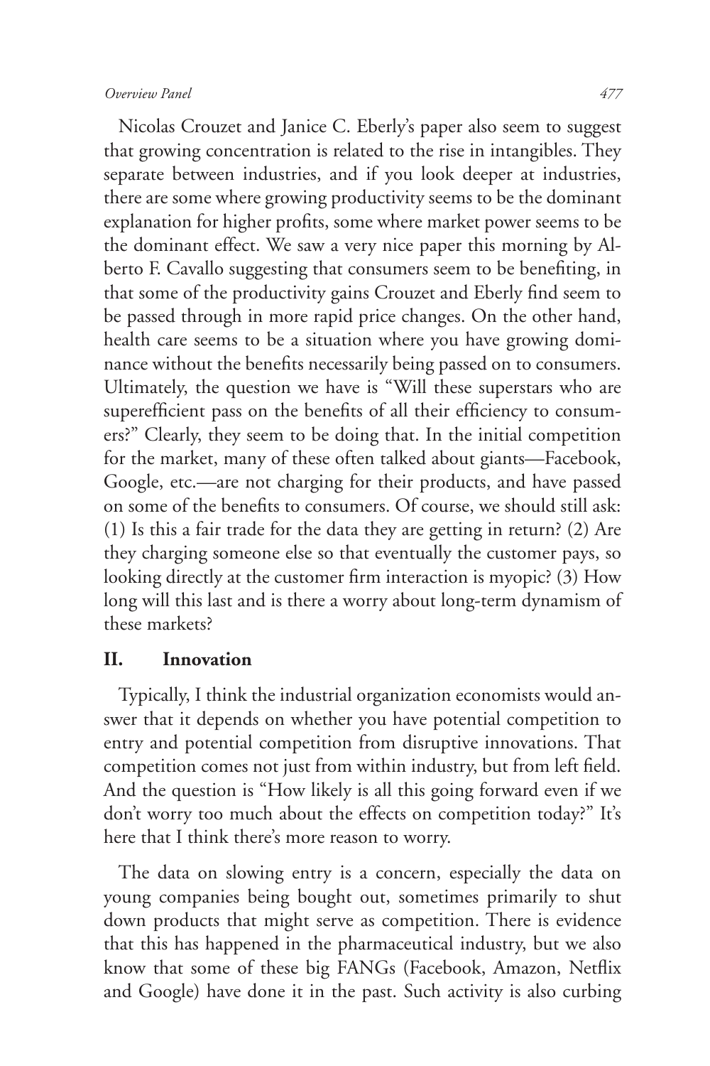Nicolas Crouzet and Janice C. Eberly's paper also seem to suggest that growing concentration is related to the rise in intangibles. They separate between industries, and if you look deeper at industries, there are some where growing productivity seems to be the dominant explanation for higher profits, some where market power seems to be the dominant effect. We saw a very nice paper this morning by Alberto F. Cavallo suggesting that consumers seem to be benefiting, in that some of the productivity gains Crouzet and Eberly find seem to be passed through in more rapid price changes. On the other hand, health care seems to be a situation where you have growing dominance without the benefits necessarily being passed on to consumers. Ultimately, the question we have is "Will these superstars who are superefficient pass on the benefits of all their efficiency to consumers?" Clearly, they seem to be doing that. In the initial competition for the market, many of these often talked about giants—Facebook, Google, etc.—are not charging for their products, and have passed on some of the benefits to consumers. Of course, we should still ask: (1) Is this a fair trade for the data they are getting in return? (2) Are they charging someone else so that eventually the customer pays, so looking directly at the customer firm interaction is myopic? (3) How long will this last and is there a worry about long-term dynamism of these markets?

## II. Innovation

Typically, I think the industrial organization economists would answer that it depends on whether you have potential competition to entry and potential competition from disruptive innovations. That competition comes not just from within industry, but from left field. And the question is "How likely is all this going forward even if we don't worry too much about the effects on competition today?" It's here that I think there's more reason to worry.

The data on slowing entry is a concern, especially the data on young companies being bought out, sometimes primarily to shut down products that might serve as competition. There is evidence that this has happened in the pharmaceutical industry, but we also know that some of these big FANGs (Facebook, Amazon, Netflix and Google) have done it in the past. Such activity is also curbing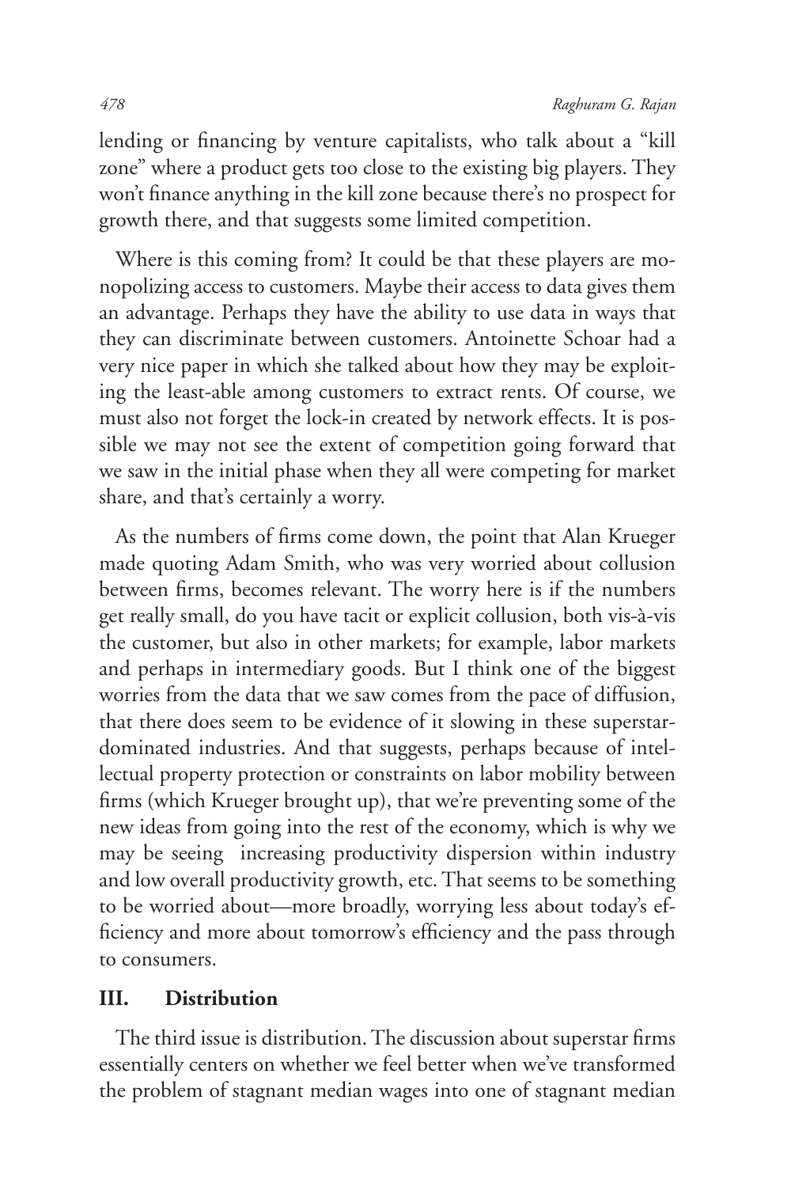lending or financing by venture capitalists, who talk about a "kill zone" where a product gets too close to the existing big players. They won't finance anything in the kill zone because there's no prospect for growth there, and that suggests some limited competition.

Where is this coming from? It could be that these players are monopolizing access to customers. Maybe their access to data gives them an advantage. Perhaps they have the ability to use data in ways that they can discriminate between customers. Antoinette Schoar had a very nice paper in which she talked about how they may be exploiting the least-able among customers to extract rents. Of course, we must also not forget the lock-in created by network effects. It is possible we may not see the extent of competition going forward that we saw in the initial phase when they all were competing for market share, and that's certainly a worry.

As the numbers of firms come down, the point that Alan Krueger made quoting Adam Smith, who was very worried about collusion between firms, becomes relevant. The worry here is if the numbers get really small, do you have tacit or explicit collusion, both vis-à-vis the customer, but also in other markets; for example, labor markets and perhaps in intermediary goods. But I think one of the biggest worries from the data that we saw comes from the pace of diffusion, that there does seem to be evidence of it slowing in these superstar-dominated industries. And that suggests, perhaps because of intellectual property protection or constraints on labor mobility between firms (which Krueger brought up), that we're preventing some of the new ideas from going into the rest of the economy, which is why we may be seeing increasing productivity dispersion within industry and low overall productivity growth, etc. That seems to be something to be worried about—more broadly, worrying less about today's efficiency and more about tomorrow's efficiency and the pass through to consumers.

## III. Distribution

The third issue is distribution. The discussion about superstar firms essentially centers on whether we feel better when we've transformed the problem of stagnant median wages into one of stagnant median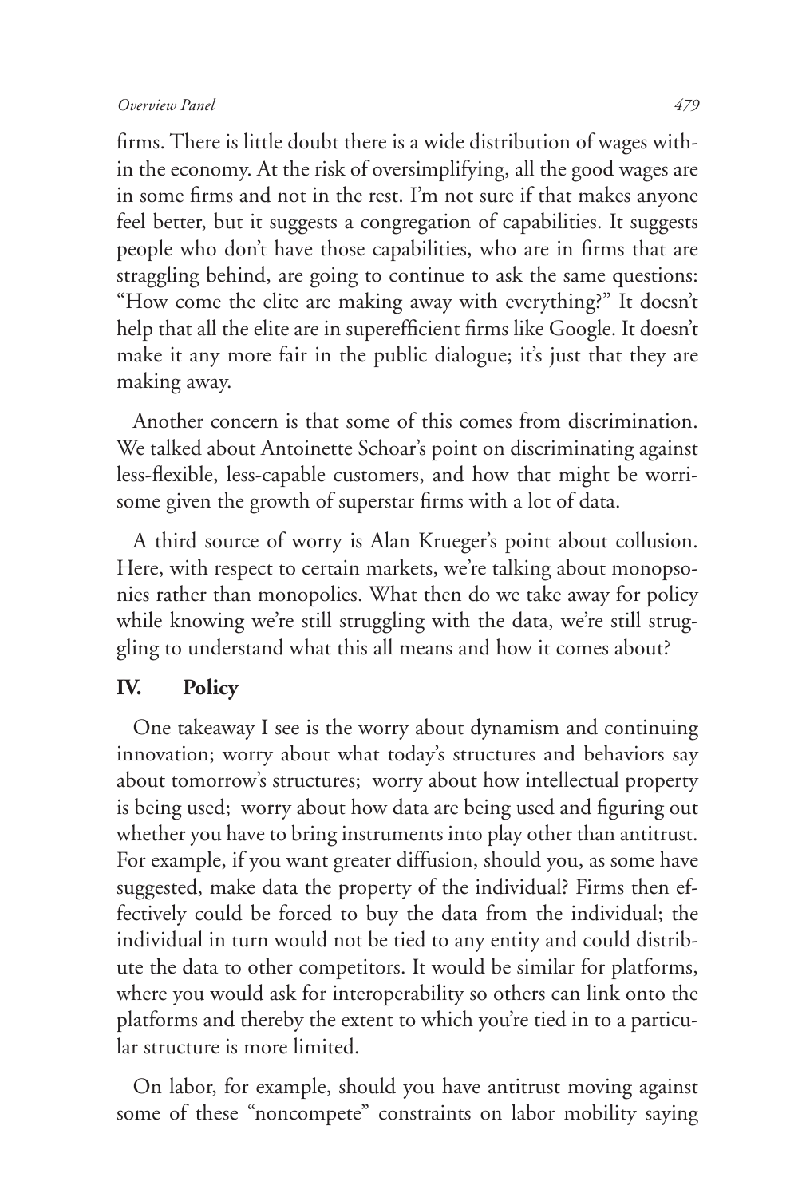firms. There is little doubt there is a wide distribution of wages within the economy. At the risk of oversimplifying, all the good wages are in some firms and not in the rest. I'm not sure if that makes anyone feel better, but it suggests a congregation of capabilities. It suggests people who don't have those capabilities, who are in firms that are straggling behind, are going to continue to ask the same questions: "How come the elite are making away with everything?" It doesn't help that all the elite are in superefficient firms like Google. It doesn't make it any more fair in the public dialogue; it's just that they are making away.

Another concern is that some of this comes from discrimination. We talked about Antoinette Schoar's point on discriminating against less-flexible, less-capable customers, and how that might be worrisome given the growth of superstar firms with a lot of data.

A third source of worry is Alan Krueger's point about collusion. Here, with respect to certain markets, we're talking about monopsonies rather than monopolies. What then do we take away for policy while knowing we're still struggling with the data, we're still struggling to understand what this all means and how it comes about?

## IV. Policy

One takeaway I see is the worry about dynamism and continuing innovation; worry about what today's structures and behaviors say about tomorrow's structures; worry about how intellectual property is being used; worry about how data are being used and figuring out whether you have to bring instruments into play other than antitrust. For example, if you want greater diffusion, should you, as some have suggested, make data the property of the individual? Firms then effectively could be forced to buy the data from the individual; the individual in turn would not be tied to any entity and could distribute the data to other competitors. It would be similar for platforms, where you would ask for interoperability so others can link onto the platforms and thereby the extent to which you're tied in to a particular structure is more limited.

On labor, for example, should you have antitrust moving against some of these "noncompete" constraints on labor mobility saying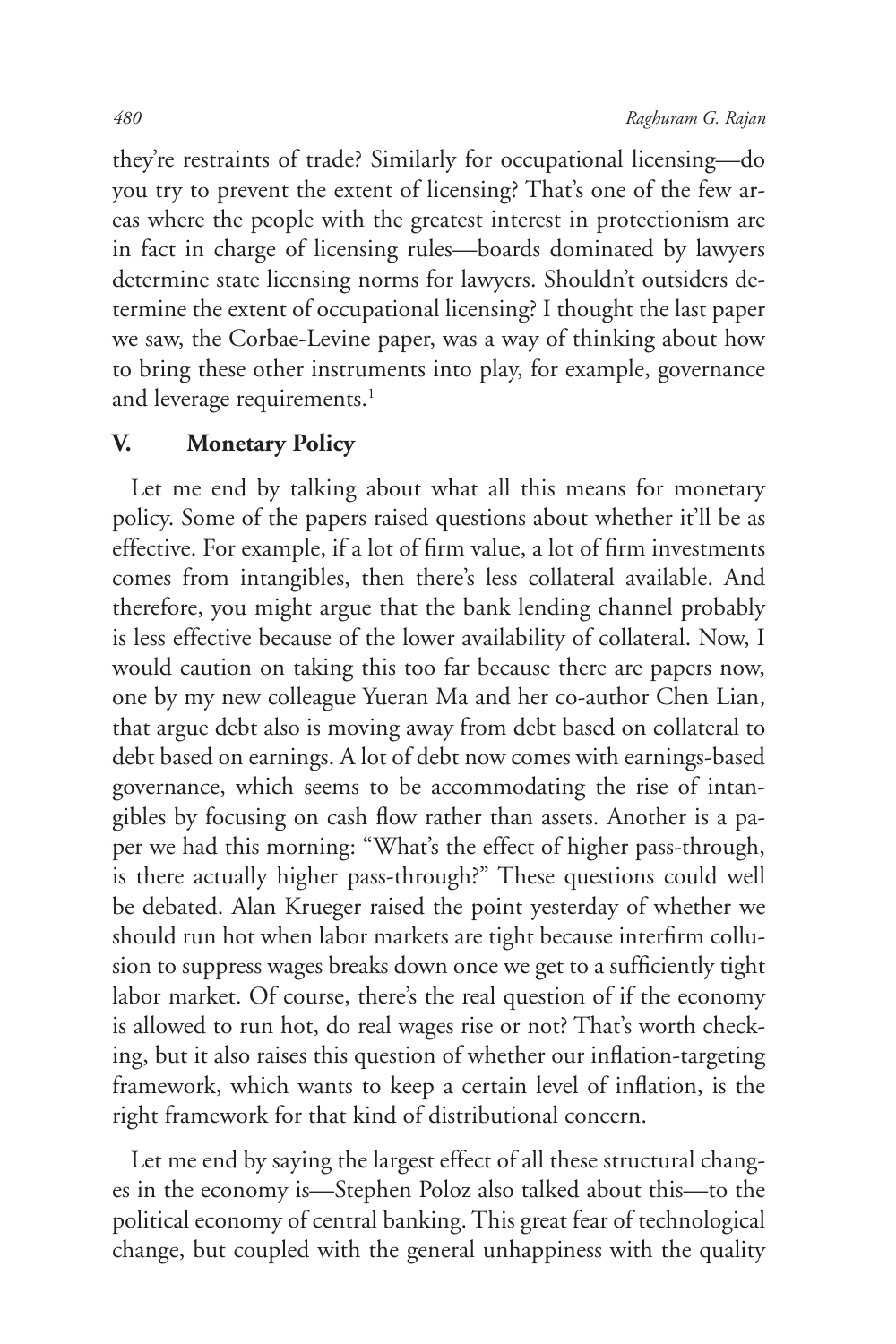they're restraints of trade? Similarly for occupational licensing—do you try to prevent the extent of licensing? That's one of the few areas where the people with the greatest interest in protectionism are in fact in charge of licensing rules—boards dominated by lawyers determine state licensing norms for lawyers. Shouldn't outsiders determine the extent of occupational licensing? I thought the last paper we saw, the Corbae-Levine paper, was a way of thinking about how to bring these other instruments into play, for example, governance and leverage requirements.[1]

## V. Monetary Policy

Let me end by talking about what all this means for monetary policy. Some of the papers raised questions about whether it'll be as effective. For example, if a lot of firm value, a lot of firm investments comes from intangibles, then there's less collateral available. And therefore, you might argue that the bank lending channel probably is less effective because of the lower availability of collateral. Now, I would caution on taking this too far because there are papers now, one by my new colleague Yueran Ma and her co-author Chen Lian, that argue debt also is moving away from debt based on collateral to debt based on earnings. A lot of debt now comes with earnings-based governance, which seems to be accommodating the rise of intangibles by focusing on cash flow rather than assets. Another is a paper we had this morning: "What's the effect of higher pass-through, is there actually higher pass-through?" These questions could well be debated. Alan Krueger raised the point yesterday of whether we should run hot when labor markets are tight because interfirm collusion to suppress wages breaks down once we get to a sufficiently tight labor market. Of course, there's the real question of if the economy is allowed to run hot, do real wages rise or not? That's worth checking, but it also raises this question of whether our inflation-targeting framework, which wants to keep a certain level of inflation, is the right framework for that kind of distributional concern.

Let me end by saying the largest effect of all these structural changes in the economy is—Stephen Poloz also talked about this—to the political economy of central banking. This great fear of technological change, but coupled with the general unhappiness with the quality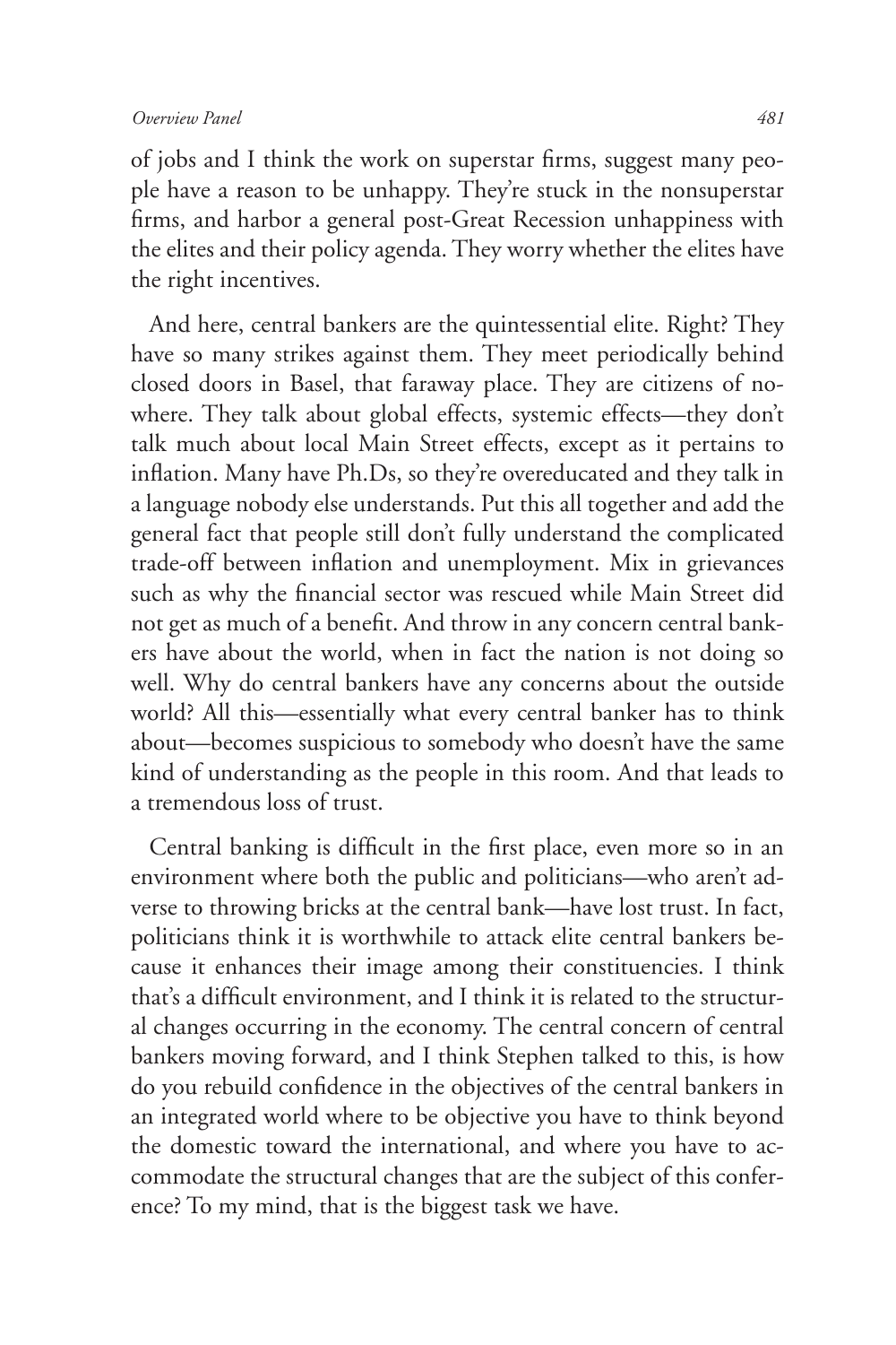of jobs and I think the work on superstar firms, suggest many people have a reason to be unhappy. They're stuck in the nonsuperstar firms, and harbor a general post-Great Recession unhappiness with the elites and their policy agenda. They worry whether the elites have the right incentives.

And here, central bankers are the quintessential elite. Right? They have so many strikes against them. They meet periodically behind closed doors in Basel, that faraway place. They are citizens of nowhere. They talk about global effects, systemic effects—they don't talk much about local Main Street effects, except as it pertains to inflation. Many have Ph.Ds, so they're overeducated and they talk in a language nobody else understands. Put this all together and add the general fact that people still don't fully understand the complicated trade-off between inflation and unemployment. Mix in grievances such as why the financial sector was rescued while Main Street did not get as much of a benefit. And throw in any concern central bankers have about the world, when in fact the nation is not doing so well. Why do central bankers have any concerns about the outside world? All this—essentially what every central banker has to think about—becomes suspicious to somebody who doesn't have the same kind of understanding as the people in this room. And that leads to a tremendous loss of trust.

Central banking is difficult in the first place, even more so in an environment where both the public and politicians—who aren't adverse to throwing bricks at the central bank—have lost trust. In fact, politicians think it is worthwhile to attack elite central bankers because it enhances their image among their constituencies. I think that's a difficult environment, and I think it is related to the structural changes occurring in the economy. The central concern of central bankers moving forward, and I think Stephen talked to this, is how do you rebuild confidence in the objectives of the central bankers in an integrated world where to be objective you have to think beyond the domestic toward the international, and where you have to accommodate the structural changes that are the subject of this conference? To my mind, that is the biggest task we have.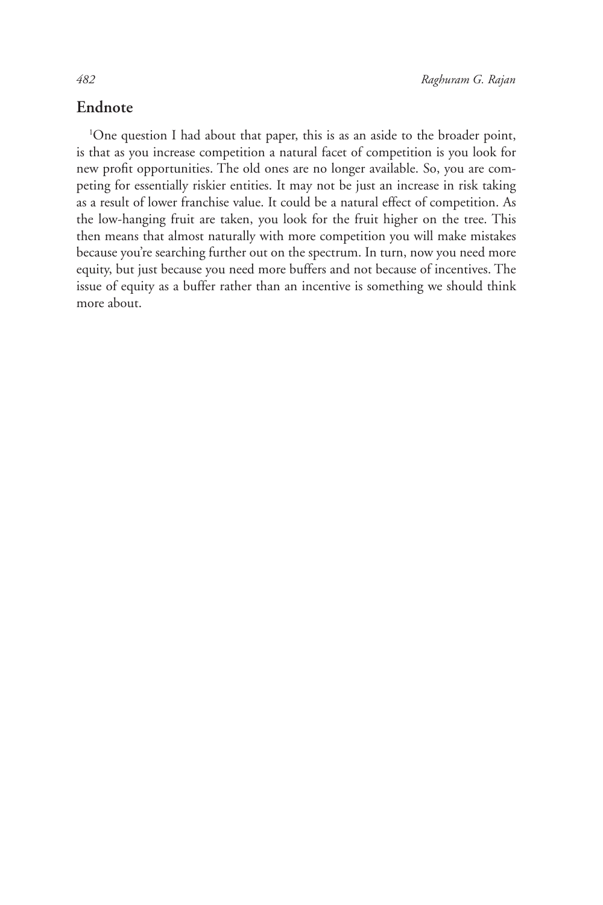## Endnote

[1]One question I had about that paper, this is as an aside to the broader point, is that as you increase competition a natural facet of competition is you look for new profit opportunities. The old ones are no longer available. So, you are competing for essentially riskier entities. It may not be just an increase in risk taking as a result of lower franchise value. It could be a natural effect of competition. As the low-hanging fruit are taken, you look for the fruit higher on the tree. This then means that almost naturally with more competition you will make mistakes because you're searching further out on the spectrum. In turn, now you need more equity, but just because you need more buffers and not because of incentives. The issue of equity as a buffer rather than an incentive is something we should think more about.